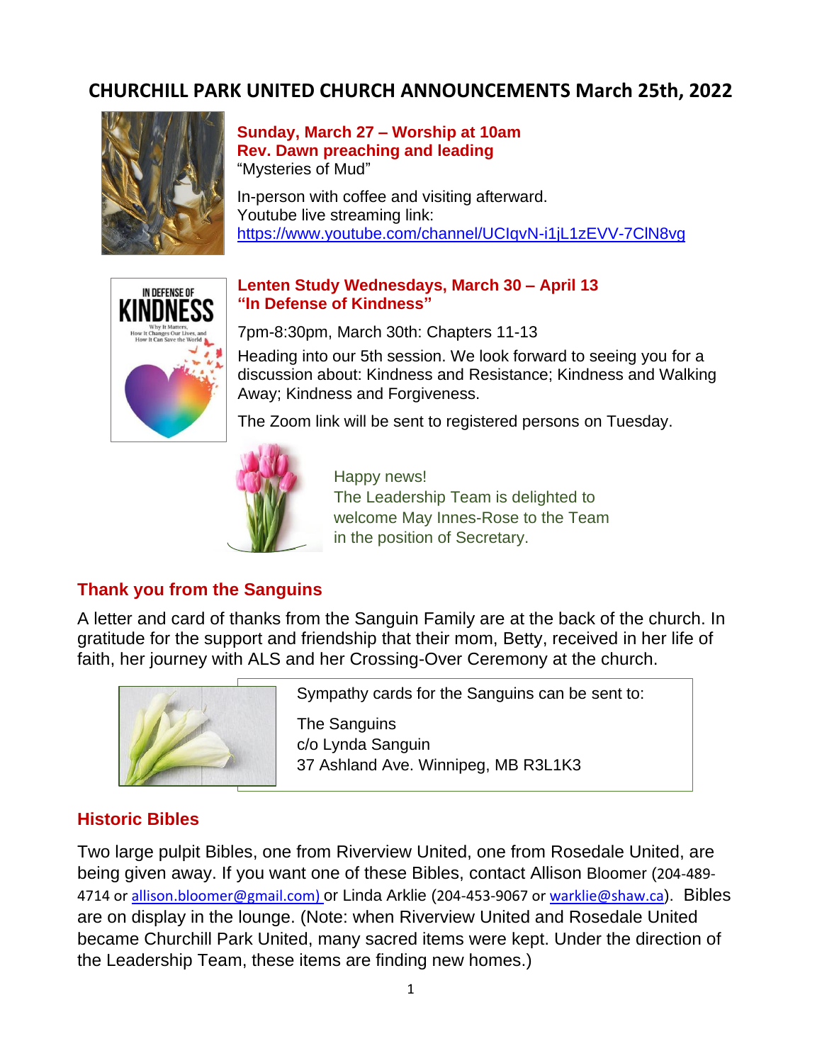# CHURCHILL PARK UNITED CHURCH ANNOUNCEMENTS March 25th, 2022

**Sunday, March 27 – Worship at 10am**
**Rev. Dawn preaching and leading**
"Mysteries of Mud"

In-person with coffee and visiting afterward.
Youtube live streaming link:
https://www.youtube.com/channel/UCIqvN-i1jL1zEVV-7ClN8vg

**Lenten Study Wednesdays, March 30 – April 13**
**"In Defense of Kindness"**

7pm-8:30pm, March 30th: Chapters 11-13

Heading into our 5th session. We look forward to seeing you for a discussion about: Kindness and Resistance; Kindness and Walking Away; Kindness and Forgiveness.

The Zoom link will be sent to registered persons on Tuesday.

Happy news!
The Leadership Team is delighted to welcome May Innes-Rose to the Team in the position of Secretary.

## Thank you from the Sanguins

A letter and card of thanks from the Sanguin Family are at the back of the church. In gratitude for the support and friendship that their mom, Betty, received in her life of faith, her journey with ALS and her Crossing-Over Ceremony at the church.

Sympathy cards for the Sanguins can be sent to:

The Sanguins
c/o Lynda Sanguin
37 Ashland Ave. Winnipeg, MB R3L1K3

## Historic Bibles

Two large pulpit Bibles, one from Riverview United, one from Rosedale United, are being given away. If you want one of these Bibles, contact Allison Bloomer (204-489-4714 or allison.bloomer@gmail.com) or Linda Arklie (204-453-9067 or warklie@shaw.ca). Bibles are on display in the lounge. (Note: when Riverview United and Rosedale United became Churchill Park United, many sacred items were kept. Under the direction of the Leadership Team, these items are finding new homes.)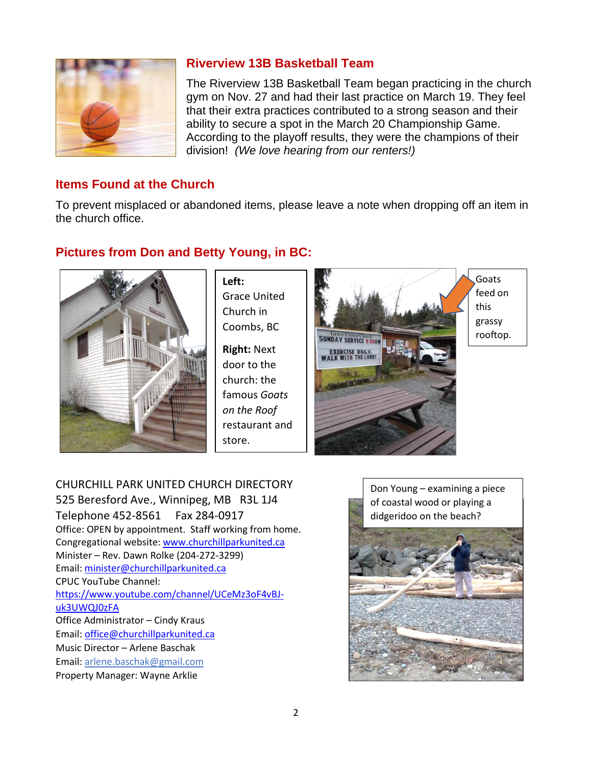## Riverview 13B Basketball Team

The Riverview 13B Basketball Team began practicing in the church gym on Nov. 27 and had their last practice on March 19. They feel that their extra practices contributed to a strong season and their ability to secure a spot in the March 20 Championship Game. According to the playoff results, they were the champions of their division! *(We love hearing from our renters!)*

## Items Found at the Church

To prevent misplaced or abandoned items, please leave a note when dropping off an item in the church office.

## Pictures from Don and Betty Young, in BC:

**Left:** Grace United Church in Coombs, BC

**Right:** Next door to the church: the famous *Goats on the Roof* restaurant and store.

Goats feed on this grassy rooftop.

CHURCHILL PARK UNITED CHURCH DIRECTORY
525 Beresford Ave., Winnipeg, MB R3L 1J4
Telephone 452-8561 Fax 284-0917
Office: OPEN by appointment. Staff working from home.
Congregational website: www.churchillparkunited.ca
Minister – Rev. Dawn Rolke (204-272-3299)
Email: minister@churchillparkunited.ca
CPUC YouTube Channel:
https://www.youtube.com/channel/UCeMz3oF4vBJ-uk3UWQJ0zFA
Office Administrator – Cindy Kraus
Email: office@churchillparkunited.ca
Music Director – Arlene Baschak
Email: arlene.baschak@gmail.com
Property Manager: Wayne Arklie

Don Young – examining a piece of coastal wood or playing a didgeridoo on the beach?